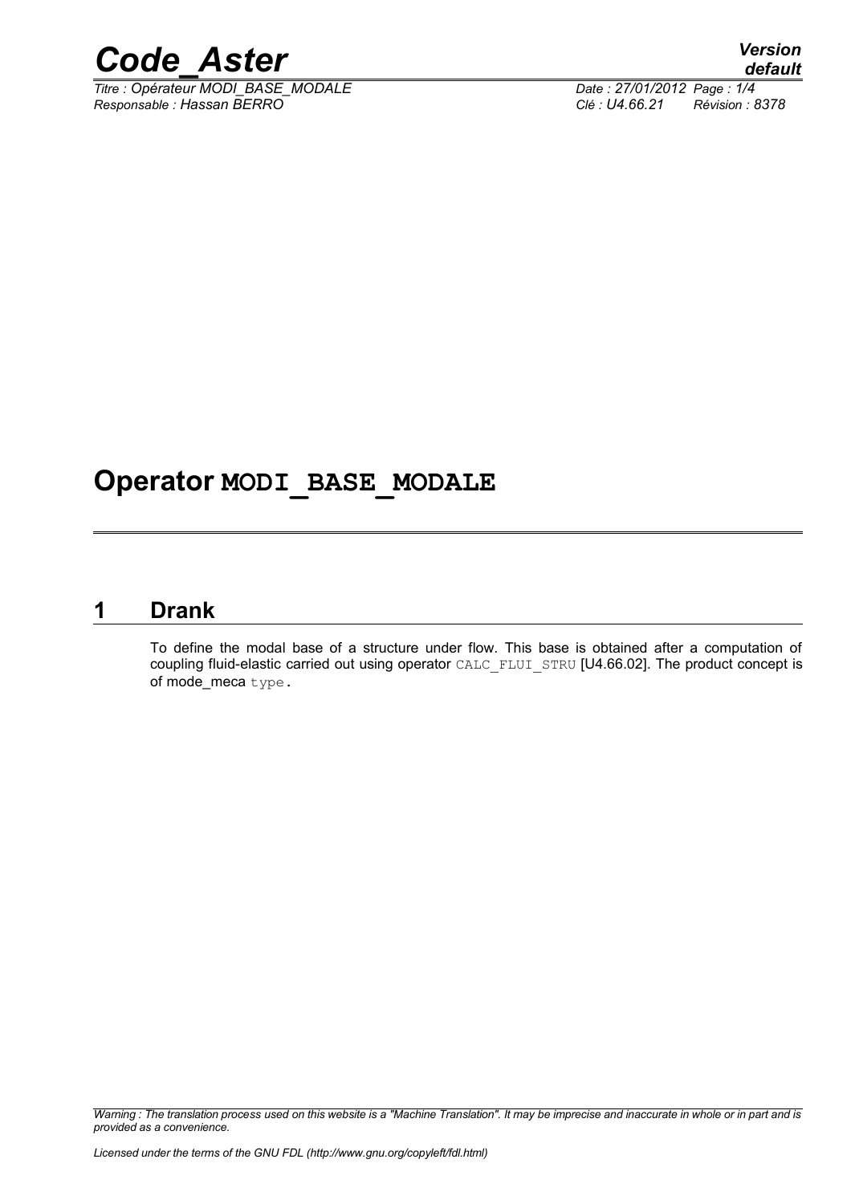# Operator MODI_BASE_MODALE

## 1 Drank

To define the modal base of a structure under flow. This base is obtained after a computation of coupling fluid-elastic carried out using operator CALC_FLUI_STRU [U4.66.02]. The product concept is of mode_meca type.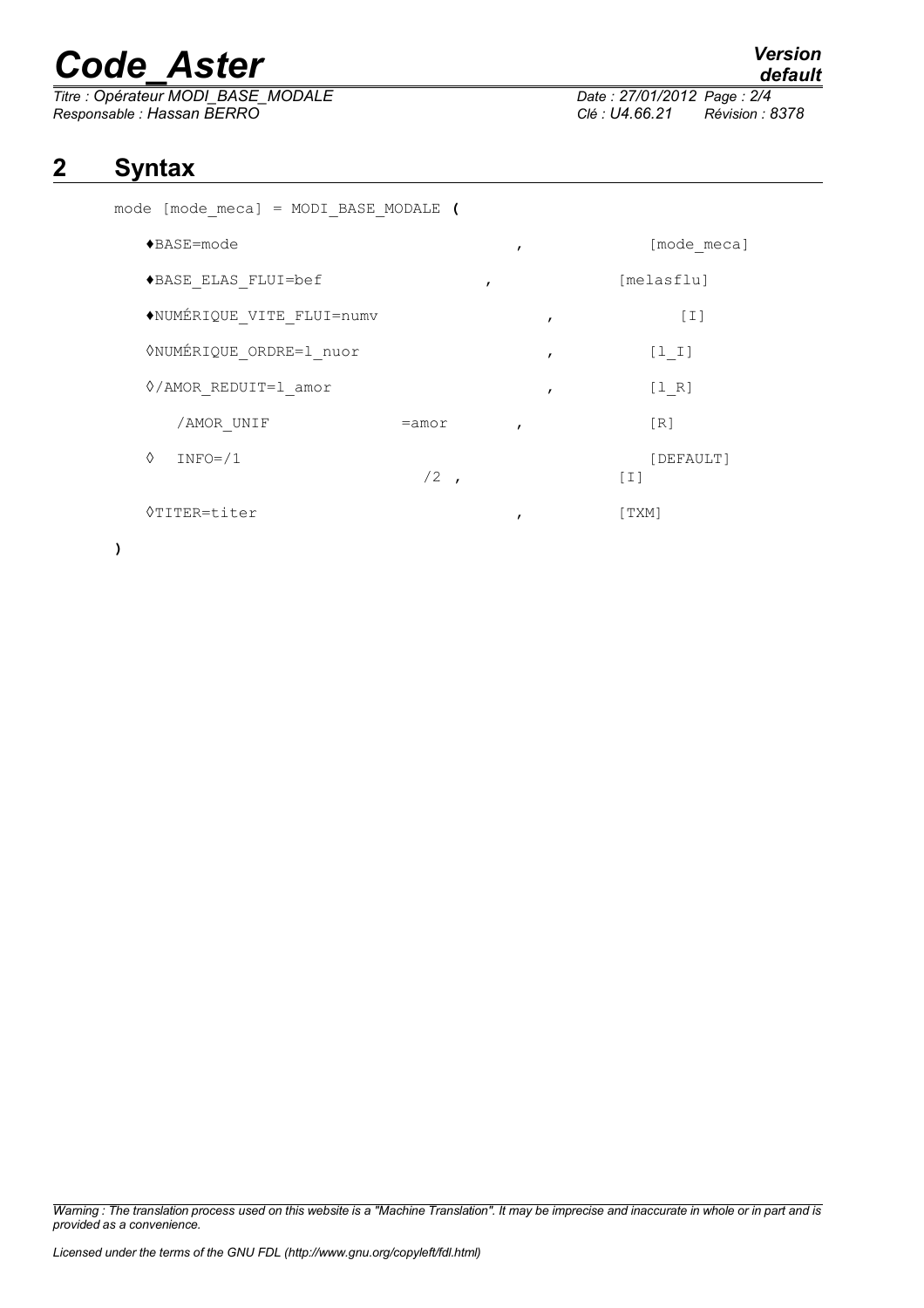# 2 Syntax

```
mode [mode_meca] = MODI_BASE_MODALE (

    ♦BASE=mode                              ,          [mode_meca]

    ♦BASE_ELAS_FLUI=bef                   ,          [melasflu]

    ♦NUMÉRIQUE_VITE_FLUI=numv                   ,          [I]

    ◊NUMÉRIQUE_ORDRE=l_nuor                     ,          [l_I]

    ◊/AMOR_REDUIT=l_amor                        ,          [l_R]

     /AMOR_UNIF            =amor          ,          [R]

    ◊   INFO=/1                                          [DEFAULT]
                          /2  ,                       [I]

    ◊TITER=titer                            ,          [TXM]

)
```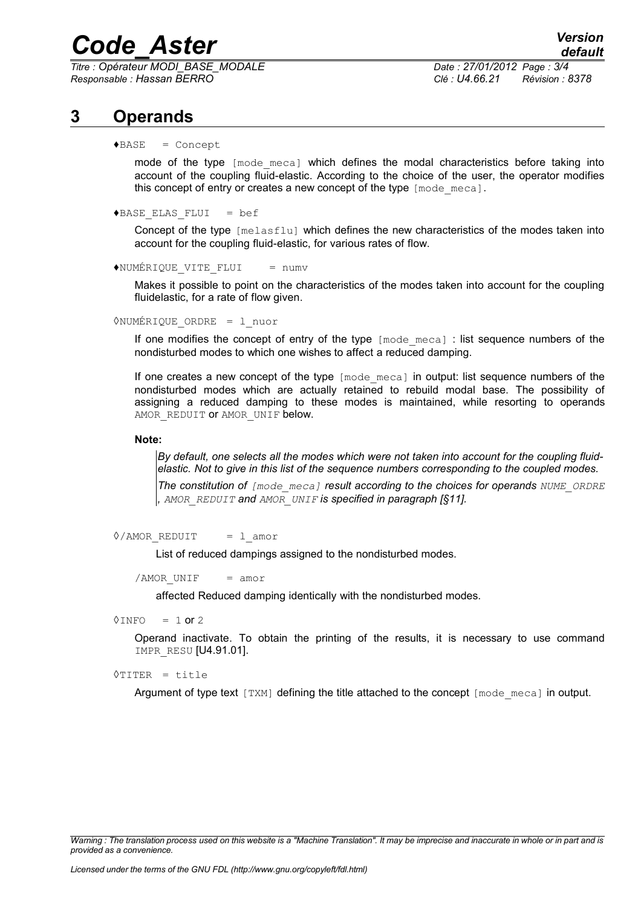# 3 Operands

♦BASE = Concept

mode of the type [mode_meca] which defines the modal characteristics before taking into account of the coupling fluid-elastic. According to the choice of the user, the operator modifies this concept of entry or creates a new concept of the type [mode_meca].

♦BASE_ELAS_FLUI = bef

Concept of the type [melasflu] which defines the new characteristics of the modes taken into account for the coupling fluid-elastic, for various rates of flow.

♦NUMÉRIQUE_VITE_FLUI = numv

Makes it possible to point on the characteristics of the modes taken into account for the coupling fluidelastic, for a rate of flow given.

◊NUMÉRIQUE_ORDRE = l_nuor

If one modifies the concept of entry of the type [mode_meca] : list sequence numbers of the nondisturbed modes to which one wishes to affect a reduced damping.

If one creates a new concept of the type [mode_meca] in output: list sequence numbers of the nondisturbed modes which are actually retained to rebuild modal base. The possibility of assigning a reduced damping to these modes is maintained, while resorting to operands AMOR_REDUIT or AMOR_UNIF below.

**Note:**

*By default, one selects all the modes which were not taken into account for the coupling fluid-elastic. Not to give in this list of the sequence numbers corresponding to the coupled modes.*

*The constitution of [mode_meca] result according to the choices for operands NUME_ORDRE , AMOR_REDUIT and AMOR_UNIF is specified in paragraph [§11].*

◊/AMOR_REDUIT = l_amor

List of reduced dampings assigned to the nondisturbed modes.

/AMOR_UNIF = amor

affected Reduced damping identically with the nondisturbed modes.

◊INFO = 1 or 2

Operand inactivate. To obtain the printing of the results, it is necessary to use command IMPR_RESU [U4.91.01].

◊TITER = title

Argument of type text [TXM] defining the title attached to the concept [mode_meca] in output.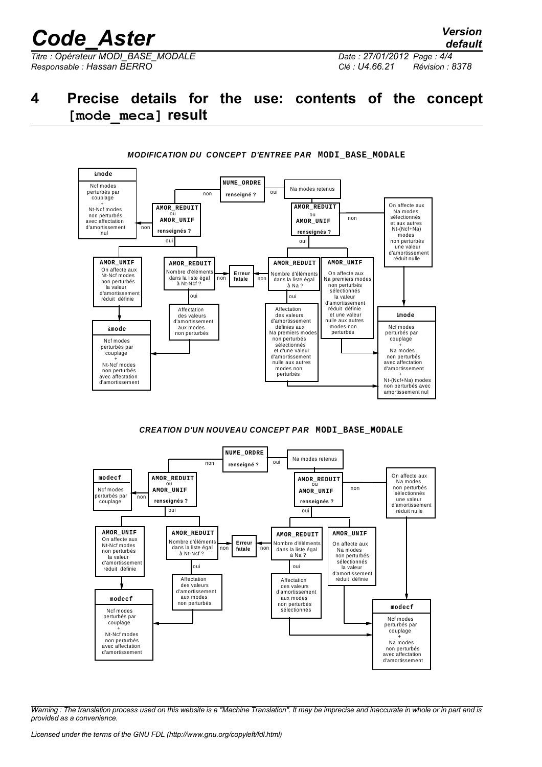# 4 Precise details for the use: contents of the concept [mode_meca] result

*MODIFICATION DU CONCEPT D'ENTREE PAR* **MODI_BASE_MODALE**

&mode
Ncf modes perturbés par couplage + Nt-Ncf modes non perturbés avec affectation d'amortissement nul

NUME_ORDRE renseigné ?
non
oui
Na modes retenus

AMOR_REDUIT ou AMOR_UNIF renseignés ?
non
oui

AMOR_REDUIT ou AMOR_UNIF renseignés ?
non
oui

On affecte aux Na modes sélectionnés et aux autres Nt-(Ncf+Na) modes non perturbés une valeur d'amortissement réduit nulle

AMOR_UNIF
On affecte aux Nt-Ncf modes non perturbés la valeur d'amortissement réduit définie

AMOR_REDUIT
Nombre d'éléments dans la liste égal à Nt-Ncf ?
non
oui

Erreur fatale

AMOR_REDUIT
Nombre d'éléments dans la liste égal à Na ?
non
oui

AMOR_UNIF
On affecte aux Na premiers modes non perturbés sélectionnés la valeur d'amortissement réduit définie et une valeur nulle aux autres modes non perturbés

Affectation des valeurs d'amortissement aux modes non perturbés

Affectation des valeurs d'amortissement définies aux Na premiers modes non perturbés sélectionnés et d'une valeur d'amortissement nulle aux autres modes non perturbés

&mode
Ncf modes perturbés par couplage + Nt-Ncf modes non perturbés avec affectation d'amortissement

&mode
Ncf modes perturbés par couplage + Na modes non perturbés avec affectation d'amortissement + Nt-(Ncf+Na) modes non perturbés avec amortissement nul

*CREATION D'UN NOUVEAU CONCEPT PAR* **MODI_BASE_MODALE**

modecf
Ncf modes perturbés par couplage

NUME_ORDRE renseigné ?
non
oui
Na modes retenus

AMOR_REDUIT ou AMOR_UNIF renseignés ?
non
oui

AMOR_REDUIT ou AMOR_UNIF renseignés ?
non
oui

On affecte aux Na modes non perturbés sélectionnés une valeur d'amortissement réduit nulle

AMOR_UNIF
On affecte aux Nt-Ncf modes non perturbés la valeur d'amortissement réduit définie

AMOR_REDUIT
Nombre d'éléments dans la liste égal à Nt-Ncf ?
non
oui

Erreur fatale

AMOR_REDUIT
Nombre d'éléments dans la liste égal à Na ?
non
oui

AMOR_UNIF
On affecte aux Na modes non perturbés sélectionnés la valeur d'amortissement réduit définie

Affectation des valeurs d'amortissement aux modes non perturbés

Affectation des valeurs d'amortissement aux modes non perturbés sélectionnés

modecf
Ncf modes perturbés par couplage + Nt-Ncf modes non perturbés avec affectation d'amortissement

modecf
Ncf modes perturbés par couplage + Na modes non perturbés avec affectation d'amortissement